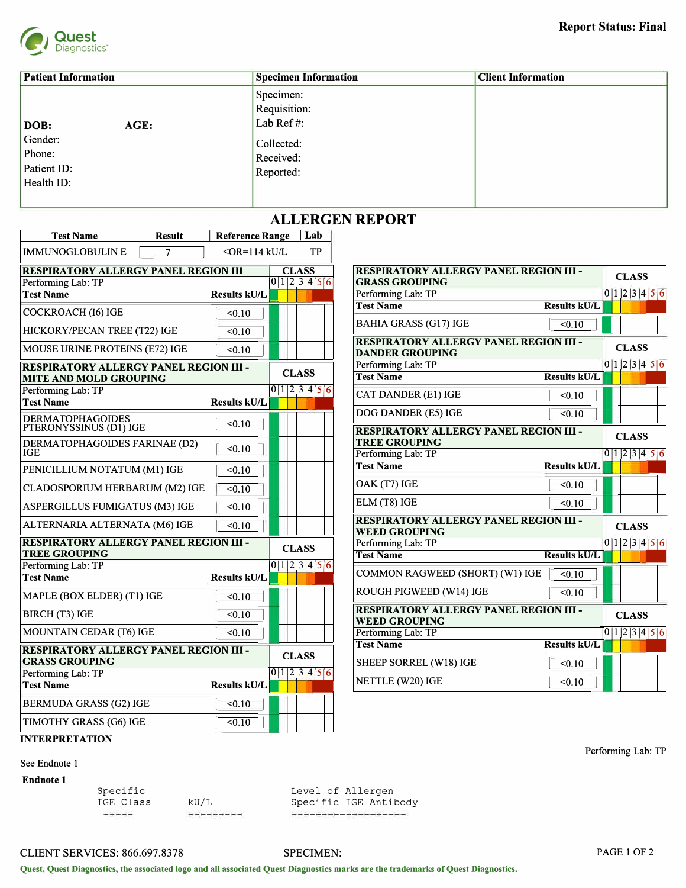**Report Status: Final**

| Patient Information | Specimen Information | Client Information |
|---|---|---|
| **DOB:** **AGE:**<br>Gender:<br>Phone:<br>Patient ID:<br>Health ID: | Specimen:<br>Requisition:<br>Lab Ref #:<br>Collected:<br>Received:<br>Reported: | |

# ALLERGEN REPORT

| Test Name | Result | Reference Range | Lab |
|---|---|---|---|
| IMMUNOGLOBULIN E | 7 | <OR=114 kU/L | TP |

## RESPIRATORY ALLERGY PANEL REGION III

Performing Lab: TP

| Test Name | Results kU/L | CLASS |
|---|---|---|
| COCKROACH (I6) IGE | <0.10 | 0 |
| HICKORY/PECAN TREE (T22) IGE | <0.10 | 0 |
| MOUSE URINE PROTEINS (E72) IGE | <0.10 | 0 |

## RESPIRATORY ALLERGY PANEL REGION III - MITE AND MOLD GROUPING

Performing Lab: TP

| Test Name | Results kU/L | CLASS |
|---|---|---|
| DERMATOPHAGOIDES PTERONYSSINUS (D1) IGE | <0.10 | 0 |
| DERMATOPHAGOIDES FARINAE (D2) IGE | <0.10 | 0 |
| PENICILLIUM NOTATUM (M1) IGE | <0.10 | 0 |
| CLADOSPORIUM HERBARUM (M2) IGE | <0.10 | 0 |
| ASPERGILLUS FUMIGATUS (M3) IGE | <0.10 | 0 |
| ALTERNARIA ALTERNATA (M6) IGE | <0.10 | 0 |

## RESPIRATORY ALLERGY PANEL REGION III - TREE GROUPING

Performing Lab: TP

| Test Name | Results kU/L | CLASS |
|---|---|---|
| MAPLE (BOX ELDER) (T1) IGE | <0.10 | 0 |
| BIRCH (T3) IGE | <0.10 | 0 |
| MOUNTAIN CEDAR (T6) IGE | <0.10 | 0 |

## RESPIRATORY ALLERGY PANEL REGION III - GRASS GROUPING

Performing Lab: TP

| Test Name | Results kU/L | CLASS |
|---|---|---|
| BERMUDA GRASS (G2) IGE | <0.10 | 0 |
| TIMOTHY GRASS (G6) IGE | <0.10 | 0 |

## RESPIRATORY ALLERGY PANEL REGION III - GRASS GROUPING

Performing Lab: TP

| Test Name | Results kU/L | CLASS |
|---|---|---|
| BAHIA GRASS (G17) IGE | <0.10 | 0 |

## RESPIRATORY ALLERGY PANEL REGION III - DANDER GROUPING

Performing Lab: TP

| Test Name | Results kU/L | CLASS |
|---|---|---|
| CAT DANDER (E1) IGE | <0.10 | 0 |
| DOG DANDER (E5) IGE | <0.10 | 0 |

## RESPIRATORY ALLERGY PANEL REGION III - TREE GROUPING

Performing Lab: TP

| Test Name | Results kU/L | CLASS |
|---|---|---|
| OAK (T7) IGE | <0.10 | 0 |
| ELM (T8) IGE | <0.10 | 0 |

## RESPIRATORY ALLERGY PANEL REGION III - WEED GROUPING

Performing Lab: TP

| Test Name | Results kU/L | CLASS |
|---|---|---|
| COMMON RAGWEED (SHORT) (W1) IGE | <0.10 | 0 |
| ROUGH PIGWEED (W14) IGE | <0.10 | 0 |

## RESPIRATORY ALLERGY PANEL REGION III - WEED GROUPING

Performing Lab: TP

| Test Name | Results kU/L | CLASS |
|---|---|---|
| SHEEP SORREL (W18) IGE | <0.10 | 0 |
| NETTLE (W20) IGE | <0.10 | 0 |

**INTERPRETATION**

Performing Lab: TP

See Endnote 1

**Endnote 1**

```
Specific                    Level of Allergen
IGE Class     kU/L          Specific IGE Antibody
 -----        ---------     --------------------
```

CLIENT SERVICES: 866.697.8378

SPECIMEN:

Quest, Quest Diagnostics, the associated logo and all associated Quest Diagnostics marks are the trademarks of Quest Diagnostics.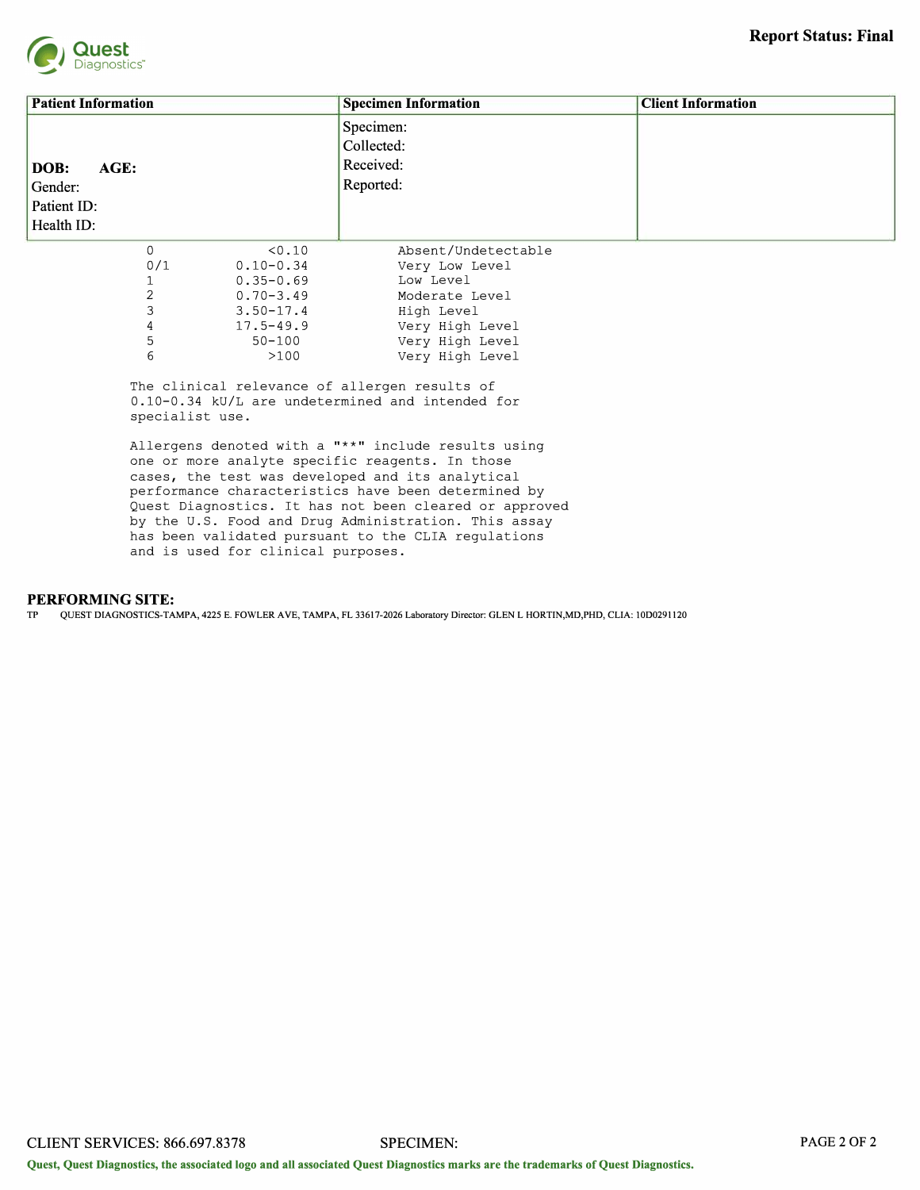**Report Status: Final**

| Patient Information | Specimen Information | Client Information |
|---|---|---|
| **DOB:** **AGE:**<br>Gender:<br>Patient ID:<br>Health ID: | Specimen:<br>Collected:<br>Received:<br>Reported: | |

| | | |
|---|---|---|
| 0 | <0.10 | Absent/Undetectable |
| 0/1 | 0.10-0.34 | Very Low Level |
| 1 | 0.35-0.69 | Low Level |
| 2 | 0.70-3.49 | Moderate Level |
| 3 | 3.50-17.4 | High Level |
| 4 | 17.5-49.9 | Very High Level |
| 5 | 50-100 | Very High Level |
| 6 | >100 | Very High Level |

The clinical relevance of allergen results of 0.10-0.34 kU/L are undetermined and intended for specialist use.

Allergens denoted with a "**" include results using one or more analyte specific reagents. In those cases, the test was developed and its analytical performance characteristics have been determined by Quest Diagnostics. It has not been cleared or approved by the U.S. Food and Drug Administration. This assay has been validated pursuant to the CLIA regulations and is used for clinical purposes.

## PERFORMING SITE:

TP QUEST DIAGNOSTICS-TAMPA, 4225 E. FOWLER AVE, TAMPA, FL 33617-2026 Laboratory Director: GLEN L HORTIN,MD,PHD, CLIA: 10D0291120

CLIENT SERVICES: 866.697.8378 SPECIMEN:

Quest, Quest Diagnostics, the associated logo and all associated Quest Diagnostics marks are the trademarks of Quest Diagnostics.